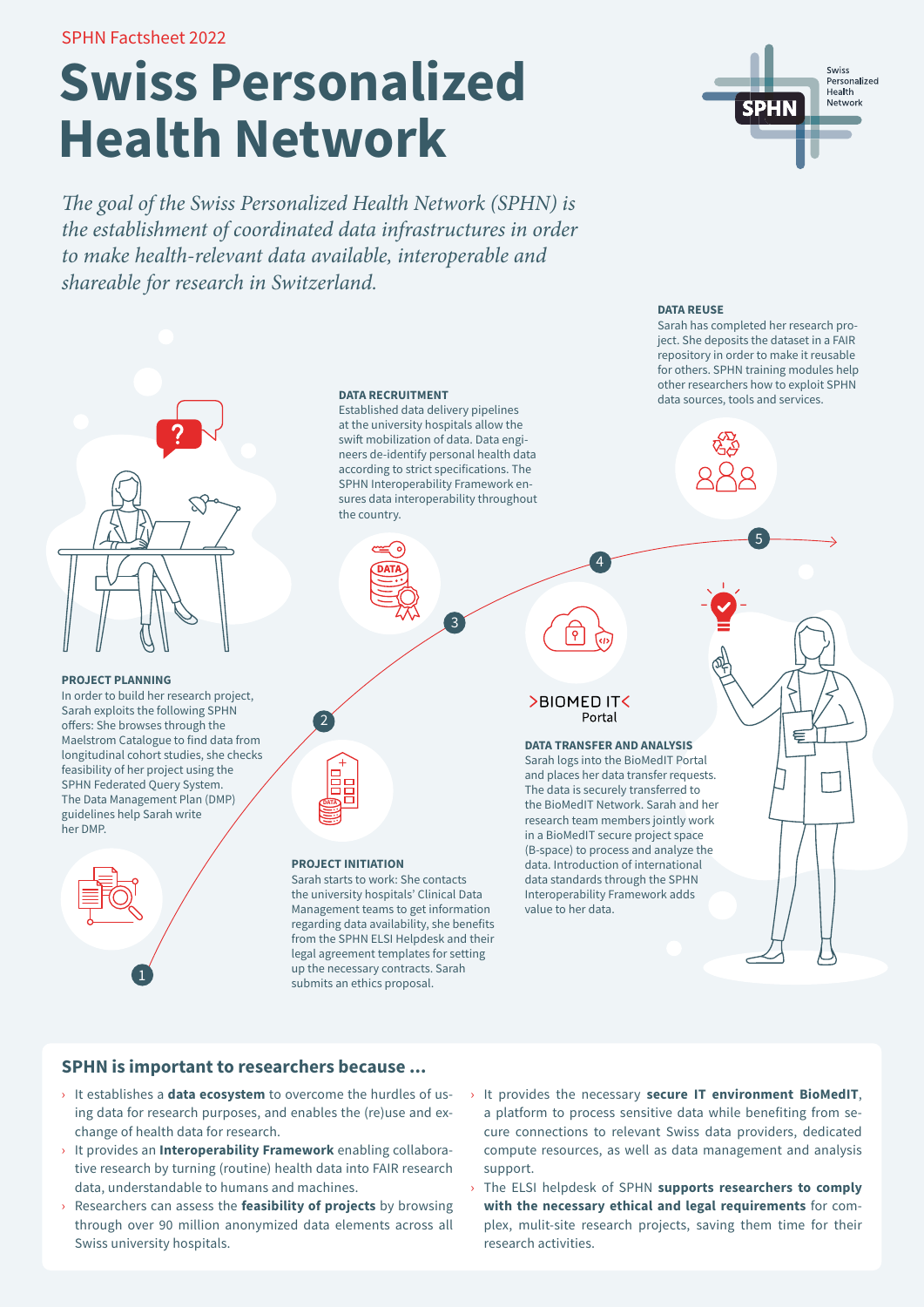SPHN Factsheet 2022

# Swiss Personalized Health Network

*The goal of the Swiss Personalized Health Network (SPHN) is the establishment of coordinated data infrastructures in order to make health-relevant data available, interoperable and shareable for research in Switzerland.*

### 1 PROJECT PLANNING

In order to build her research project, Sarah exploits the following SPHN offers: She browses through the Maelstrom Catalogue to find data from longitudinal cohort studies, she checks feasibility of her project using the SPHN Federated Query System. The Data Management Plan (DMP) guidelines help Sarah write her DMP.

### 2 PROJECT INITIATION

Sarah starts to work: She contacts the university hospitals' Clinical Data Management teams to get information regarding data availability, she benefits from the SPHN ELSI Helpdesk and their legal agreement templates for setting up the necessary contracts. Sarah submits an ethics proposal.

### 3 DATA RECRUITMENT

Established data delivery pipelines at the university hospitals allow the swift mobilization of data. Data engineers de-identify personal health data according to strict specifications. The SPHN Interoperability Framework ensures data interoperability throughout the country.

### 4 DATA TRANSFER AND ANALYSIS

BIOMED IT Portal

Sarah logs into the BioMedIT Portal and places her data transfer requests. The data is securely transferred to the BioMedIT Network. Sarah and her research team members jointly work in a BioMedIT secure project space (B-space) to process and analyze the data. Introduction of international data standards through the SPHN Interoperability Framework adds value to her data.

### 5 DATA REUSE

Sarah has completed her research project. She deposits the dataset in a FAIR repository in order to make it reusable for others. SPHN training modules help other researchers how to exploit SPHN data sources, tools and services.

## SPHN is important to researchers because ...

- It establishes a **data ecosystem** to overcome the hurdles of using data for research purposes, and enables the (re)use and exchange of health data for research.
- It provides an **Interoperability Framework** enabling collaborative research by turning (routine) health data into FAIR research data, understandable to humans and machines.
- Researchers can assess the **feasibility of projects** by browsing through over 90 million anonymized data elements across all Swiss university hospitals.
- It provides the necessary **secure IT environment BioMedIT**, a platform to process sensitive data while benefiting from secure connections to relevant Swiss data providers, dedicated compute resources, as well as data management and analysis support.
- The ELSI helpdesk of SPHN **supports researchers to comply with the necessary ethical and legal requirements** for complex, mulit-site research projects, saving them time for their research activities.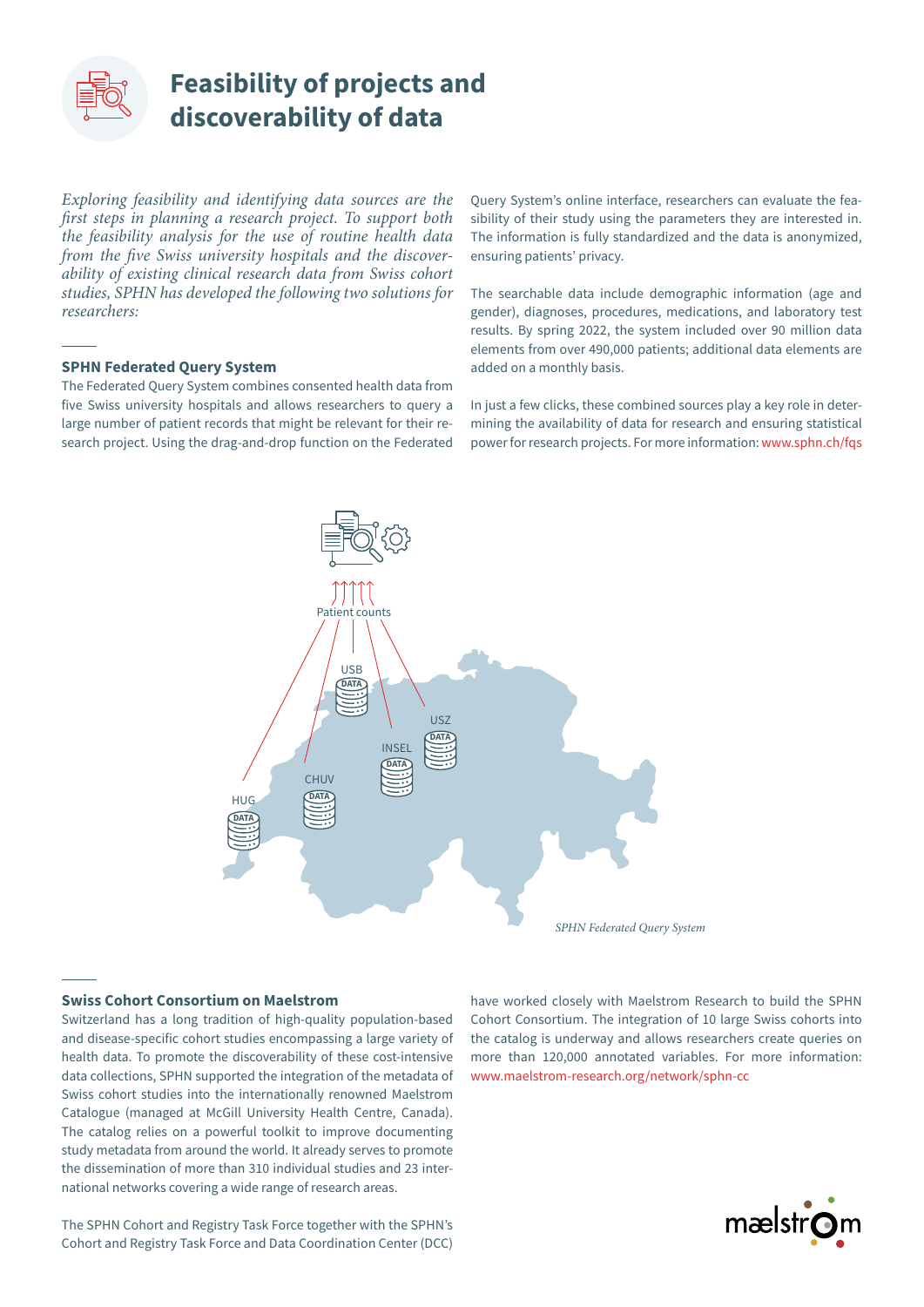# Feasibility of projects and discoverability of data

*Exploring feasibility and identifying data sources are the first steps in planning a research project. To support both the feasibility analysis for the use of routine health data from the five Swiss university hospitals and the discoverability of existing clinical research data from Swiss cohort studies, SPHN has developed the following two solutions for researchers:*

## SPHN Federated Query System

The Federated Query System combines consented health data from five Swiss university hospitals and allows researchers to query a large number of patient records that might be relevant for their research project. Using the drag-and-drop function on the Federated Query System's online interface, researchers can evaluate the feasibility of their study using the parameters they are interested in. The information is fully standardized and the data is anonymized, ensuring patients' privacy.

The searchable data include demographic information (age and gender), diagnoses, procedures, medications, and laboratory test results. By spring 2022, the system included over 90 million data elements from over 490,000 patients; additional data elements are added on a monthly basis.

In just a few clicks, these combined sources play a key role in determining the availability of data for research and ensuring statistical power for research projects. For more information: www.sphn.ch/fqs

Patient counts

USB, USZ, INSEL, CHUV, HUG

*SPHN Federated Query System*

## Swiss Cohort Consortium on Maelstrom

Switzerland has a long tradition of high-quality population-based and disease-specific cohort studies encompassing a large variety of health data. To promote the discoverability of these cost-intensive data collections, SPHN supported the integration of the metadata of Swiss cohort studies into the internationally renowned Maelstrom Catalogue (managed at McGill University Health Centre, Canada). The catalog relies on a powerful toolkit to improve documenting study metadata from around the world. It already serves to promote the dissemination of more than 310 individual studies and 23 international networks covering a wide range of research areas.

The SPHN Cohort and Registry Task Force together with the SPHN's Cohort and Registry Task Force and Data Coordination Center (DCC) have worked closely with Maelstrom Research to build the SPHN Cohort Consortium. The integration of 10 large Swiss cohorts into the catalog is underway and allows researchers create queries on more than 120,000 annotated variables. For more information: www.maelstrom-research.org/network/sphn-cc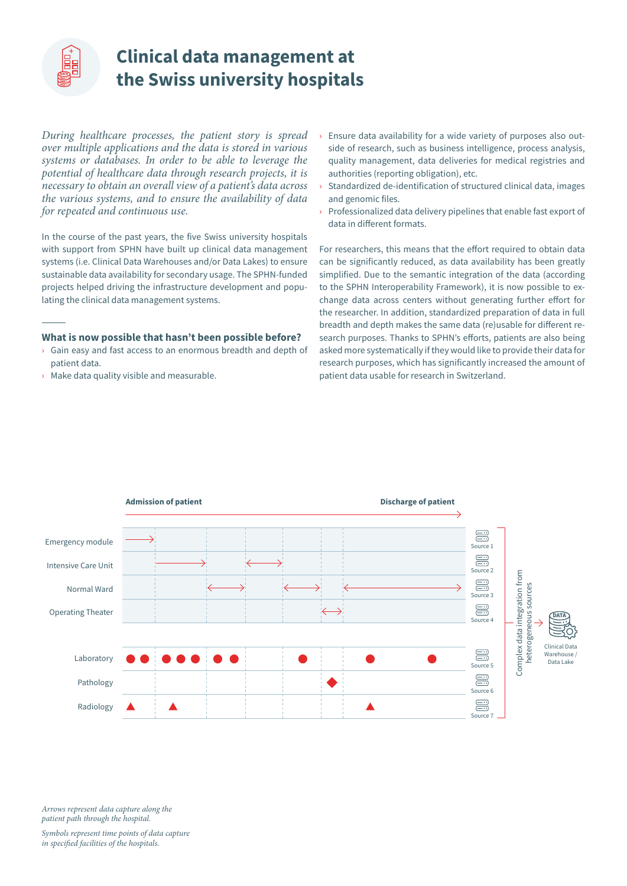# Clinical data management at the Swiss university hospitals

*During healthcare processes, the patient story is spread over multiple applications and the data is stored in various systems or databases. In order to be able to leverage the potential of healthcare data through research projects, it is necessary to obtain an overall view of a patient's data across the various systems, and to ensure the availability of data for repeated and continuous use.*

In the course of the past years, the five Swiss university hospitals with support from SPHN have built up clinical data management systems (i.e. Clinical Data Warehouses and/or Data Lakes) to ensure sustainable data availability for secondary usage. The SPHN-funded projects helped driving the infrastructure development and populating the clinical data management systems.

### What is now possible that hasn't been possible before?

- Gain easy and fast access to an enormous breadth and depth of patient data.
- Make data quality visible and measurable.
- Ensure data availability for a wide variety of purposes also outside of research, such as business intelligence, process analysis, quality management, data deliveries for medical registries and authorities (reporting obligation), etc.
- Standardized de-identification of structured clinical data, images and genomic files.
- Professionalized data delivery pipelines that enable fast export of data in different formats.

For researchers, this means that the effort required to obtain data can be significantly reduced, as data availability has been greatly simplified. Due to the semantic integration of the data (according to the SPHN Interoperability Framework), it is now possible to exchange data across centers without generating further effort for the researcher. In addition, standardized preparation of data in full breadth and depth makes the same data (re)usable for different research purposes. Thanks to SPHN's efforts, patients are also being asked more systematically if they would like to provide their data for research purposes, which has significantly increased the amount of patient data usable for research in Switzerland.

Admission of patient → Discharge of patient

| | | |
|---|---|---|
| Emergency module | Source 1 | |
| Intensive Care Unit | Source 2 | |
| Normal Ward | Source 3 | |
| Operating Theater | Source 4 | Complex data integration from heterogeneous sources → Clinical Data Warehouse / Data Lake |
| Laboratory | Source 5 | |
| Pathology | Source 6 | |
| Radiology | Source 7 | |

*Arrows represent data capture along the patient path through the hospital.*

*Symbols represent time points of data capture in specified facilities of the hospitals.*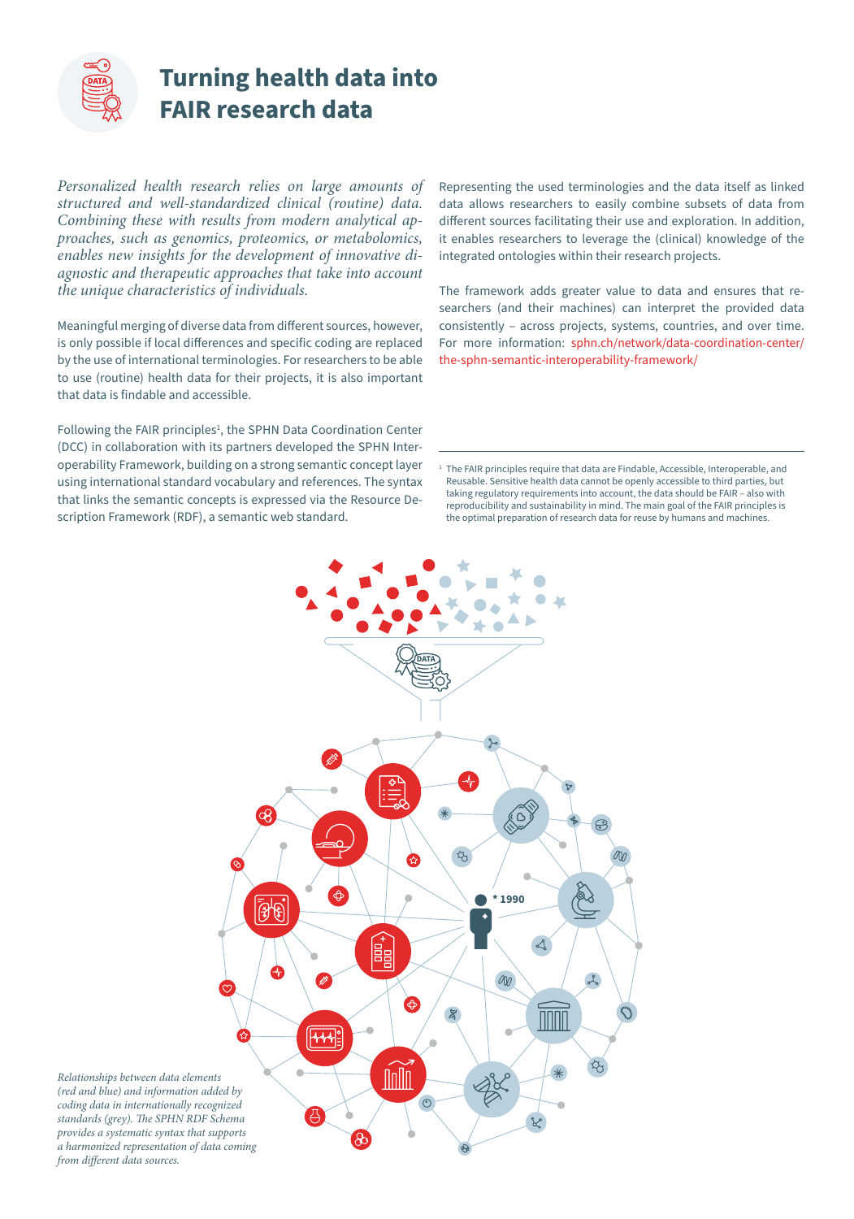# Turning health data into FAIR research data

*Personalized health research relies on large amounts of structured and well-standardized clinical (routine) data. Combining these with results from modern analytical approaches, such as genomics, proteomics, or metabolomics, enables new insights for the development of innovative diagnostic and therapeutic approaches that take into account the unique characteristics of individuals.*

Meaningful merging of diverse data from different sources, however, is only possible if local differences and specific coding are replaced by the use of international terminologies. For researchers to be able to use (routine) health data for their projects, it is also important that data is findable and accessible.

Following the FAIR principles[1], the SPHN Data Coordination Center (DCC) in collaboration with its partners developed the SPHN Interoperability Framework, building on a strong semantic concept layer using international standard vocabulary and references. The syntax that links the semantic concepts is expressed via the Resource Description Framework (RDF), a semantic web standard.

Representing the used terminologies and the data itself as linked data allows researchers to easily combine subsets of data from different sources facilitating their use and exploration. In addition, it enables researchers to leverage the (clinical) knowledge of the integrated ontologies within their research projects.

The framework adds greater value to data and ensures that researchers (and their machines) can interpret the provided data consistently – across projects, systems, countries, and over time. For more information: sphn.ch/network/data-coordination-center/the-sphn-semantic-interoperability-framework/

[1] The FAIR principles require that data are Findable, Accessible, Interoperable, and Reusable. Sensitive health data cannot be openly accessible to third parties, but taking regulatory requirements into account, the data should be FAIR – also with reproducibility and sustainability in mind. The main goal of the FAIR principles is the optimal preparation of research data for reuse by humans and machines.

*Relationships between data elements (red and blue) and information added by coding data in internationally recognized standards (grey). The SPHN RDF Schema provides a systematic syntax that supports a harmonized representation of data coming from different data sources.*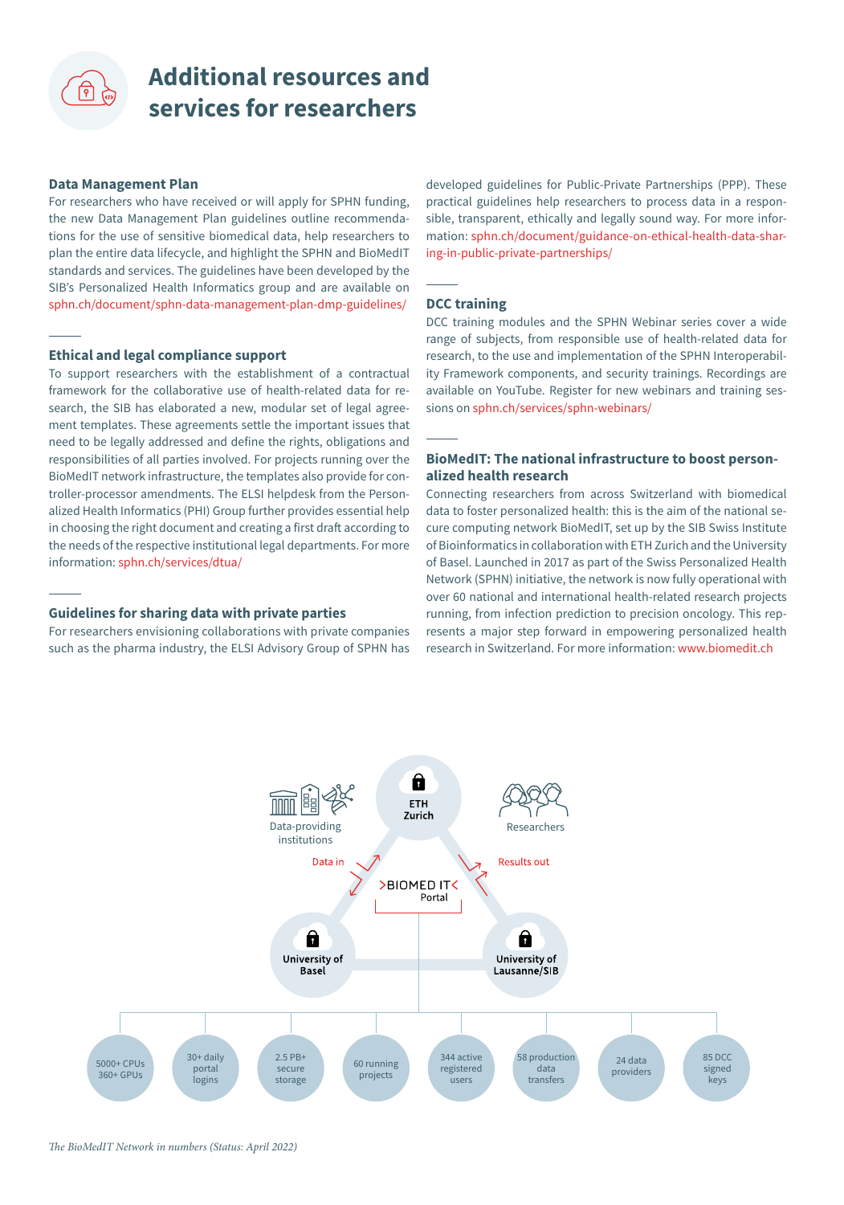# Additional resources and services for researchers

### Data Management Plan

For researchers who have received or will apply for SPHN funding, the new Data Management Plan guidelines outline recommendations for the use of sensitive biomedical data, help researchers to plan the entire data lifecycle, and highlight the SPHN and BioMedIT standards and services. The guidelines have been developed by the SIB's Personalized Health Informatics group and are available on sphn.ch/document/sphn-data-management-plan-dmp-guidelines/

### Ethical and legal compliance support

To support researchers with the establishment of a contractual framework for the collaborative use of health-related data for research, the SIB has elaborated a new, modular set of legal agreement templates. These agreements settle the important issues that need to be legally addressed and define the rights, obligations and responsibilities of all parties involved. For projects running over the BioMedIT network infrastructure, the templates also provide for controller-processor amendments. The ELSI helpdesk from the Personalized Health Informatics (PHI) Group further provides essential help in choosing the right document and creating a first draft according to the needs of the respective institutional legal departments. For more information: sphn.ch/services/dtua/

### Guidelines for sharing data with private parties

For researchers envisioning collaborations with private companies such as the pharma industry, the ELSI Advisory Group of SPHN has developed guidelines for Public-Private Partnerships (PPP). These practical guidelines help researchers to process data in a responsible, transparent, ethically and legally sound way. For more information: sphn.ch/document/guidance-on-ethical-health-data-sharing-in-public-private-partnerships/

### DCC training

DCC training modules and the SPHN Webinar series cover a wide range of subjects, from responsible use of health-related data for research, to the use and implementation of the SPHN Interoperability Framework components, and security trainings. Recordings are available on YouTube. Register for new webinars and training sessions on sphn.ch/services/sphn-webinars/

### BioMedIT: The national infrastructure to boost personalized health research

Connecting researchers from across Switzerland with biomedical data to foster personalized health: this is the aim of the national secure computing network BioMedIT, set up by the SIB Swiss Institute of Bioinformatics in collaboration with ETH Zurich and the University of Basel. Launched in 2017 as part of the Swiss Personalized Health Network (SPHN) initiative, the network is now fully operational with over 60 national and international health-related research projects running, from infection prediction to precision oncology. This represents a major step forward in empowering personalized health research in Switzerland. For more information: www.biomedit.ch

Data-providing institutions — Data in → ETH Zurich / University of Basel / University of Lausanne/SIB — >BIOMED IT< Portal — Results out → Researchers

- 5000+ CPUs 360+ GPUs
- 30+ daily portal logins
- 2.5 PB+ secure storage
- 60 running projects
- 344 active registered users
- 58 production data transfers
- 24 data providers
- 85 DCC signed keys

*The BioMedIT Network in numbers (Status: April 2022)*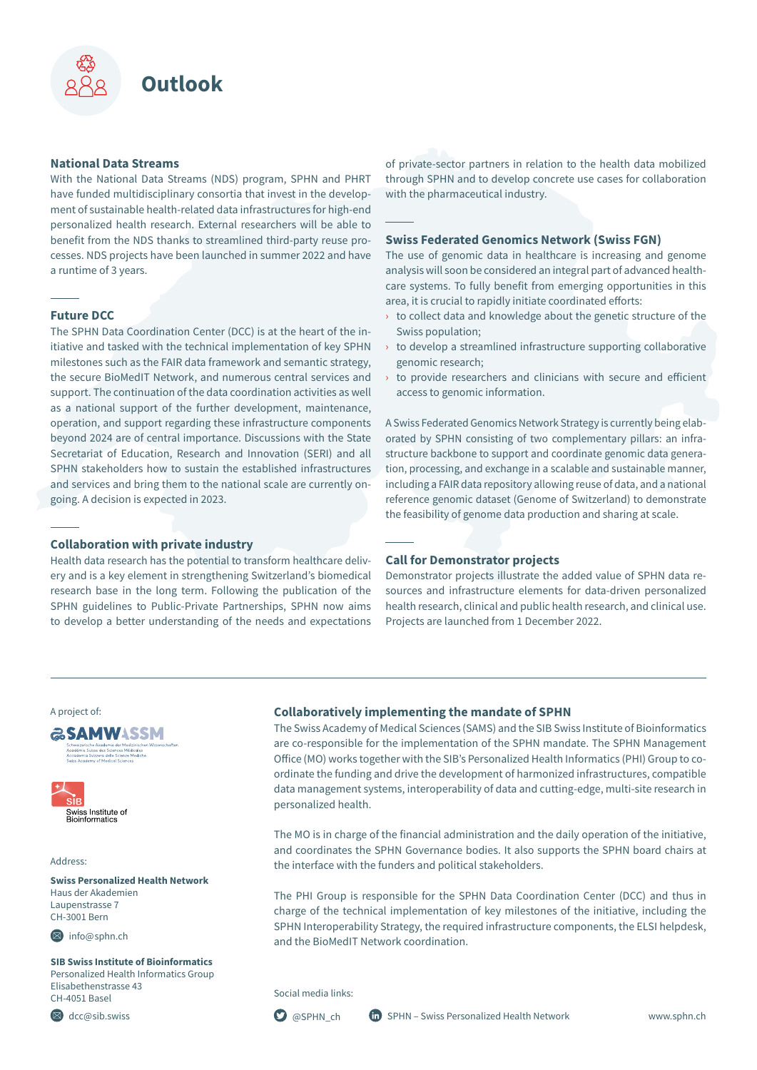# Outlook

## National Data Streams

With the National Data Streams (NDS) program, SPHN and PHRT have funded multidisciplinary consortia that invest in the development of sustainable health-related data infrastructures for high-end personalized health research. External researchers will be able to benefit from the NDS thanks to streamlined third-party reuse processes. NDS projects have been launched in summer 2022 and have a runtime of 3 years.

## Future DCC

The SPHN Data Coordination Center (DCC) is at the heart of the initiative and tasked with the technical implementation of key SPHN milestones such as the FAIR data framework and semantic strategy, the secure BioMedIT Network, and numerous central services and support. The continuation of the data coordination activities as well as a national support of the further development, maintenance, operation, and support regarding these infrastructure components beyond 2024 are of central importance. Discussions with the State Secretariat of Education, Research and Innovation (SERI) and all SPHN stakeholders how to sustain the established infrastructures and services and bring them to the national scale are currently ongoing. A decision is expected in 2023.

## Collaboration with private industry

Health data research has the potential to transform healthcare delivery and is a key element in strengthening Switzerland's biomedical research base in the long term. Following the publication of the SPHN guidelines to Public-Private Partnerships, SPHN now aims to develop a better understanding of the needs and expectations of private-sector partners in relation to the health data mobilized through SPHN and to develop concrete use cases for collaboration with the pharmaceutical industry.

## Swiss Federated Genomics Network (Swiss FGN)

The use of genomic data in healthcare is increasing and genome analysis will soon be considered an integral part of advanced healthcare systems. To fully benefit from emerging opportunities in this area, it is crucial to rapidly initiate coordinated efforts:

- to collect data and knowledge about the genetic structure of the Swiss population;
- to develop a streamlined infrastructure supporting collaborative genomic research;
- to provide researchers and clinicians with secure and efficient access to genomic information.

A Swiss Federated Genomics Network Strategy is currently being elaborated by SPHN consisting of two complementary pillars: an infrastructure backbone to support and coordinate genomic data generation, processing, and exchange in a scalable and sustainable manner, including a FAIR data repository allowing reuse of data, and a national reference genomic dataset (Genome of Switzerland) to demonstrate the feasibility of genome data production and sharing at scale.

## Call for Demonstrator projects

Demonstrator projects illustrate the added value of SPHN data resources and infrastructure elements for data-driven personalized health research, clinical and public health research, and clinical use. Projects are launched from 1 December 2022.

---

A project of:

SAMW ASSM
Schweizerische Akademie der Medizinischen Wissenschaften
Académie Suisse des Sciences Médicales
Accademia Svizzera delle Scienze Mediche
Swiss Academy of Medical Sciences

SIB Swiss Institute of Bioinformatics

Address:

**Swiss Personalized Health Network**
Haus der Akademien
Laupenstrasse 7
CH-3001 Bern

info@sphn.ch

**SIB Swiss Institute of Bioinformatics**
Personalized Health Informatics Group
Elisabethenstrasse 43
CH-4051 Basel

dcc@sib.swiss

## Collaboratively implementing the mandate of SPHN

The Swiss Academy of Medical Sciences (SAMS) and the SIB Swiss Institute of Bioinformatics are co-responsible for the implementation of the SPHN mandate. The SPHN Management Office (MO) works together with the SIB's Personalized Health Informatics (PHI) Group to coordinate the funding and drive the development of harmonized infrastructures, compatible data management systems, interoperability of data and cutting-edge, multi-site research in personalized health.

The MO is in charge of the financial administration and the daily operation of the initiative, and coordinates the SPHN Governance bodies. It also supports the SPHN board chairs at the interface with the funders and political stakeholders.

The PHI Group is responsible for the SPHN Data Coordination Center (DCC) and thus in charge of the technical implementation of key milestones of the initiative, including the SPHN Interoperability Strategy, the required infrastructure components, the ELSI helpdesk, and the BioMedIT Network coordination.

Social media links:

@SPHN_ch

SPHN – Swiss Personalized Health Network

www.sphn.ch